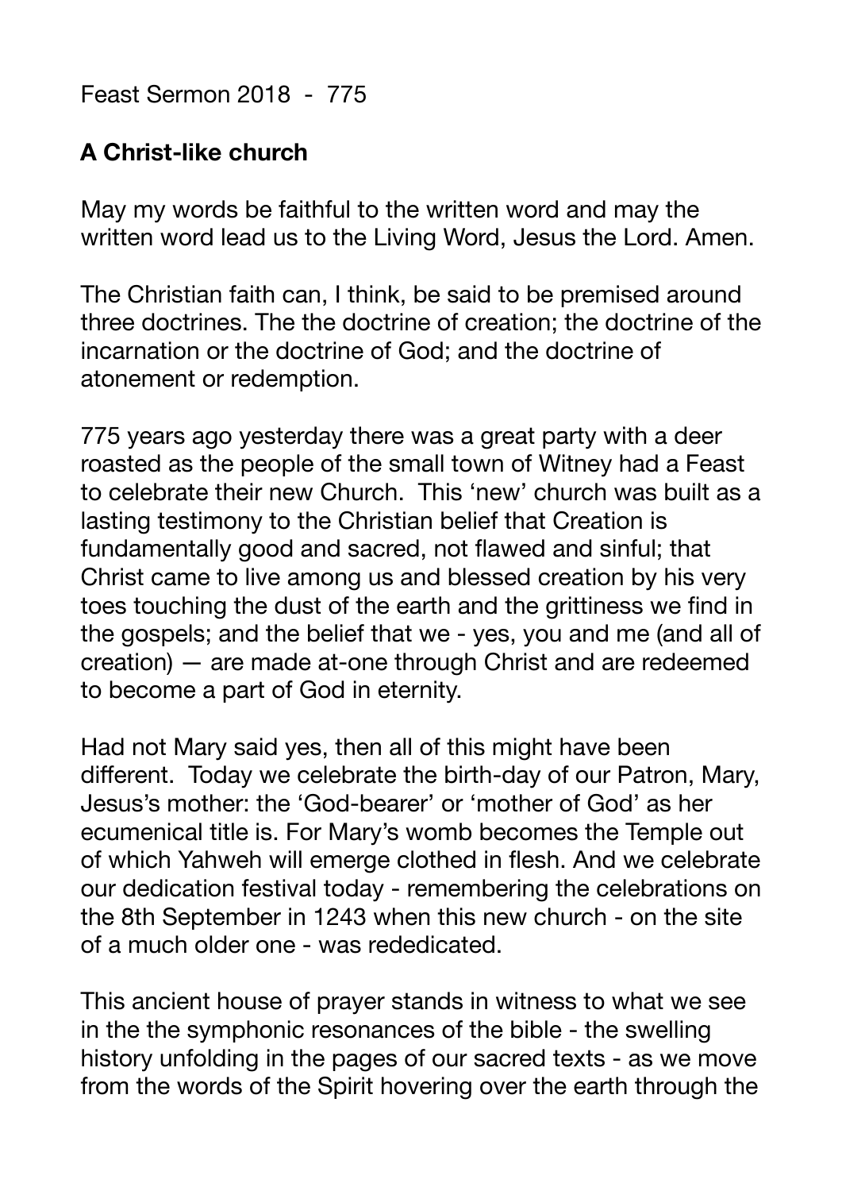Feast Sermon 2018 - 775

**A Christ-like church**

May my words be faithful to the written word and may the written word lead us to the Living Word, Jesus the Lord. Amen.

The Christian faith can, I think, be said to be premised around three doctrines. The the doctrine of creation; the doctrine of the incarnation or the doctrine of God; and the doctrine of atonement or redemption.

775 years ago yesterday there was a great party with a deer roasted as the people of the small town of Witney had a Feast to celebrate their new Church. This 'new' church was built as a lasting testimony to the Christian belief that Creation is fundamentally good and sacred, not flawed and sinful; that Christ came to live among us and blessed creation by his very toes touching the dust of the earth and the grittiness we find in the gospels; and the belief that we - yes, you and me (and all of creation) — are made at-one through Christ and are redeemed to become a part of God in eternity.

Had not Mary said yes, then all of this might have been different. Today we celebrate the birth-day of our Patron, Mary, Jesus's mother: the 'God-bearer' or 'mother of God' as her ecumenical title is. For Mary's womb becomes the Temple out of which Yahweh will emerge clothed in flesh. And we celebrate our dedication festival today - remembering the celebrations on the 8th September in 1243 when this new church - on the site of a much older one - was rededicated.

This ancient house of prayer stands in witness to what we see in the the symphonic resonances of the bible - the swelling history unfolding in the pages of our sacred texts - as we move from the words of the Spirit hovering over the earth through the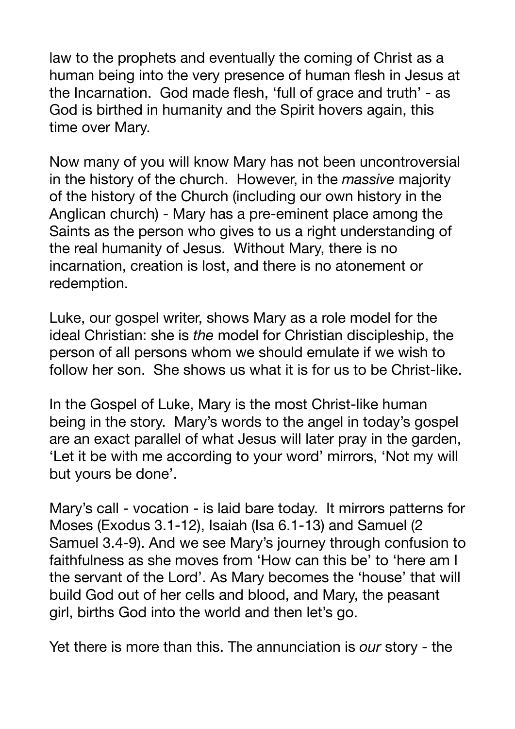law to the prophets and eventually the coming of Christ as a human being into the very presence of human flesh in Jesus at the Incarnation. God made flesh, 'full of grace and truth' - as God is birthed in humanity and the Spirit hovers again, this time over Mary.

Now many of you will know Mary has not been uncontroversial in the history of the church. However, in the *massive* majority of the history of the Church (including our own history in the Anglican church) - Mary has a pre-eminent place among the Saints as the person who gives to us a right understanding of the real humanity of Jesus. Without Mary, there is no incarnation, creation is lost, and there is no atonement or redemption.

Luke, our gospel writer, shows Mary as a role model for the ideal Christian: she is *the* model for Christian discipleship, the person of all persons whom we should emulate if we wish to follow her son. She shows us what it is for us to be Christ-like.

In the Gospel of Luke, Mary is the most Christ-like human being in the story. Mary's words to the angel in today's gospel are an exact parallel of what Jesus will later pray in the garden, 'Let it be with me according to your word' mirrors, 'Not my will but yours be done'.

Mary's call - vocation - is laid bare today. It mirrors patterns for Moses (Exodus 3.1-12), Isaiah (Isa 6.1-13) and Samuel (2 Samuel 3.4-9). And we see Mary's journey through confusion to faithfulness as she moves from 'How can this be' to 'here am I the servant of the Lord'. As Mary becomes the 'house' that will build God out of her cells and blood, and Mary, the peasant girl, births God into the world and then let's go.

Yet there is more than this. The annunciation is *our* story - the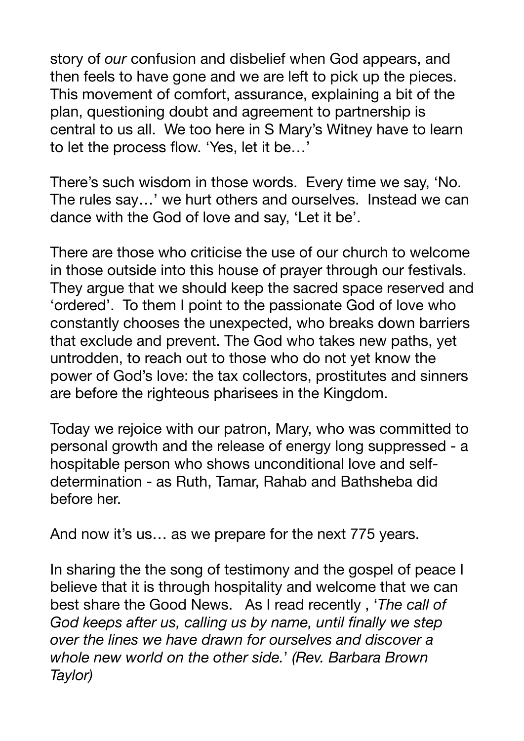story of *our* confusion and disbelief when God appears, and then feels to have gone and we are left to pick up the pieces. This movement of comfort, assurance, explaining a bit of the plan, questioning doubt and agreement to partnership is central to us all. We too here in S Mary's Witney have to learn to let the process flow. 'Yes, let it be…'

There's such wisdom in those words. Every time we say, 'No. The rules say…' we hurt others and ourselves. Instead we can dance with the God of love and say, 'Let it be'.

There are those who criticise the use of our church to welcome in those outside into this house of prayer through our festivals. They argue that we should keep the sacred space reserved and 'ordered'. To them I point to the passionate God of love who constantly chooses the unexpected, who breaks down barriers that exclude and prevent. The God who takes new paths, yet untrodden, to reach out to those who do not yet know the power of God's love: the tax collectors, prostitutes and sinners are before the righteous pharisees in the Kingdom.

Today we rejoice with our patron, Mary, who was committed to personal growth and the release of energy long suppressed - a hospitable person who shows unconditional love and self-determination - as Ruth, Tamar, Rahab and Bathsheba did before her.

And now it's us… as we prepare for the next 775 years.

In sharing the the song of testimony and the gospel of peace I believe that it is through hospitality and welcome that we can best share the Good News. As I read recently , '*The call of God keeps after us, calling us by name, until finally we step over the lines we have drawn for ourselves and discover a whole new world on the other side.*' *(Rev. Barbara Brown Taylor)*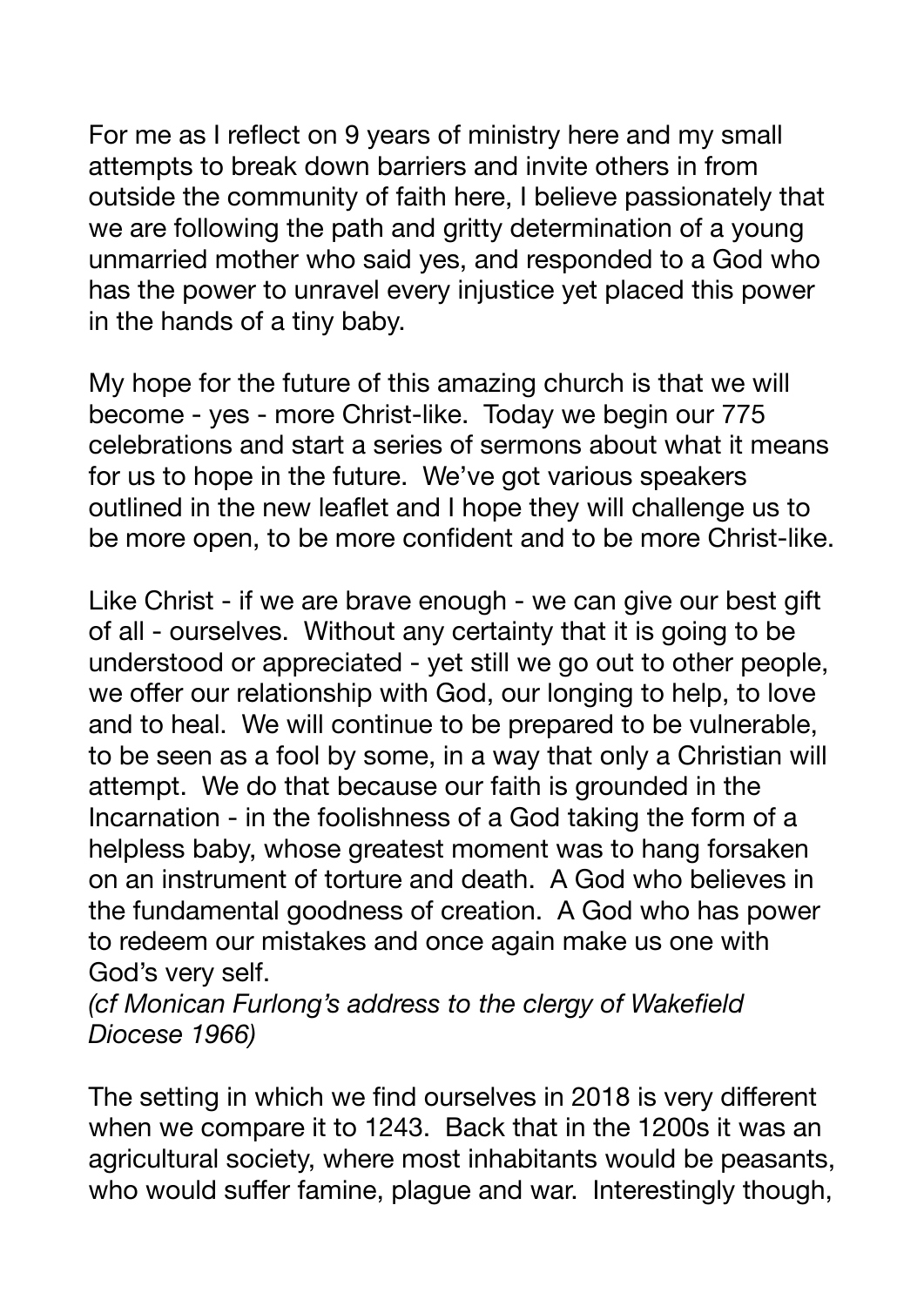For me as I reflect on 9 years of ministry here and my small attempts to break down barriers and invite others in from outside the community of faith here, I believe passionately that we are following the path and gritty determination of a young unmarried mother who said yes, and responded to a God who has the power to unravel every injustice yet placed this power in the hands of a tiny baby.

My hope for the future of this amazing church is that we will become - yes - more Christ-like. Today we begin our 775 celebrations and start a series of sermons about what it means for us to hope in the future. We've got various speakers outlined in the new leaflet and I hope they will challenge us to be more open, to be more confident and to be more Christ-like.

Like Christ - if we are brave enough - we can give our best gift of all - ourselves. Without any certainty that it is going to be understood or appreciated - yet still we go out to other people, we offer our relationship with God, our longing to help, to love and to heal. We will continue to be prepared to be vulnerable, to be seen as a fool by some, in a way that only a Christian will attempt. We do that because our faith is grounded in the Incarnation - in the foolishness of a God taking the form of a helpless baby, whose greatest moment was to hang forsaken on an instrument of torture and death. A God who believes in the fundamental goodness of creation. A God who has power to redeem our mistakes and once again make us one with God's very self.
*(cf Monican Furlong's address to the clergy of Wakefield Diocese 1966)*

The setting in which we find ourselves in 2018 is very different when we compare it to 1243. Back that in the 1200s it was an agricultural society, where most inhabitants would be peasants, who would suffer famine, plague and war. Interestingly though,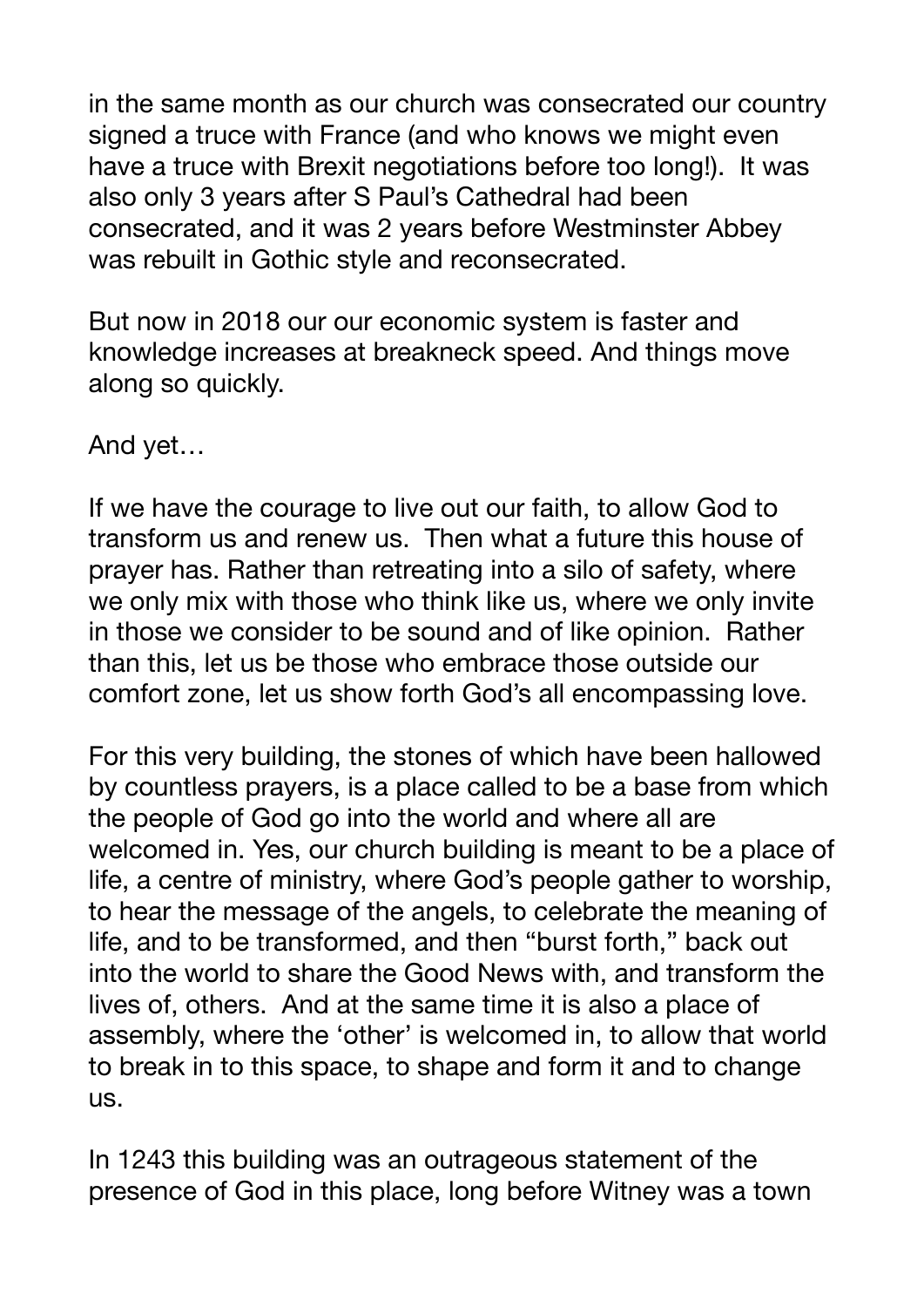in the same month as our church was consecrated our country signed a truce with France (and who knows we might even have a truce with Brexit negotiations before too long!). It was also only 3 years after S Paul's Cathedral had been consecrated, and it was 2 years before Westminster Abbey was rebuilt in Gothic style and reconsecrated.

But now in 2018 our our economic system is faster and knowledge increases at breakneck speed. And things move along so quickly.

And yet…

If we have the courage to live out our faith, to allow God to transform us and renew us. Then what a future this house of prayer has. Rather than retreating into a silo of safety, where we only mix with those who think like us, where we only invite in those we consider to be sound and of like opinion. Rather than this, let us be those who embrace those outside our comfort zone, let us show forth God's all encompassing love.

For this very building, the stones of which have been hallowed by countless prayers, is a place called to be a base from which the people of God go into the world and where all are welcomed in. Yes, our church building is meant to be a place of life, a centre of ministry, where God's people gather to worship, to hear the message of the angels, to celebrate the meaning of life, and to be transformed, and then "burst forth," back out into the world to share the Good News with, and transform the lives of, others. And at the same time it is also a place of assembly, where the 'other' is welcomed in, to allow that world to break in to this space, to shape and form it and to change us.

In 1243 this building was an outrageous statement of the presence of God in this place, long before Witney was a town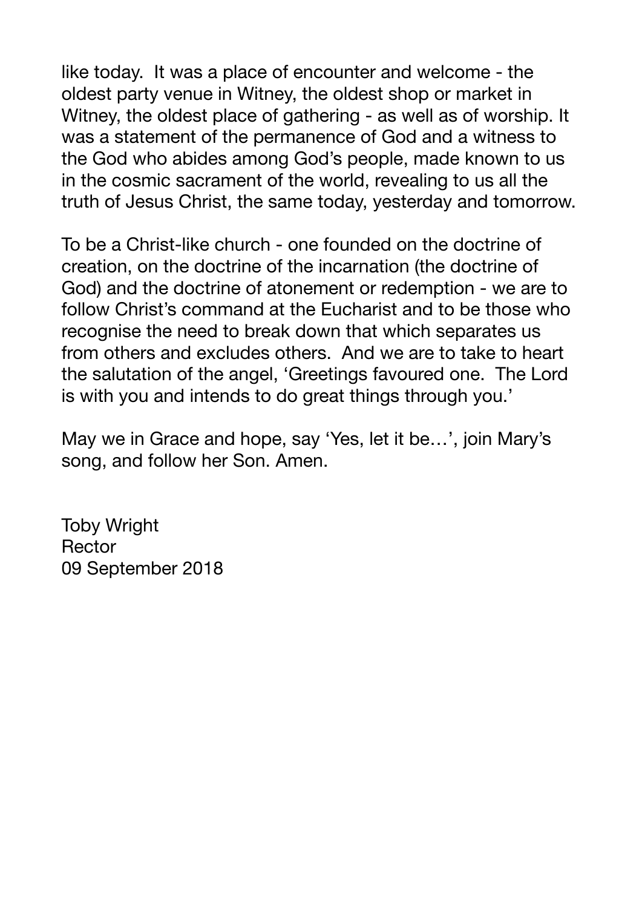like today. It was a place of encounter and welcome - the oldest party venue in Witney, the oldest shop or market in Witney, the oldest place of gathering - as well as of worship. It was a statement of the permanence of God and a witness to the God who abides among God's people, made known to us in the cosmic sacrament of the world, revealing to us all the truth of Jesus Christ, the same today, yesterday and tomorrow.

To be a Christ-like church - one founded on the doctrine of creation, on the doctrine of the incarnation (the doctrine of God) and the doctrine of atonement or redemption - we are to follow Christ's command at the Eucharist and to be those who recognise the need to break down that which separates us from others and excludes others. And we are to take to heart the salutation of the angel, 'Greetings favoured one. The Lord is with you and intends to do great things through you.'

May we in Grace and hope, say 'Yes, let it be…', join Mary's song, and follow her Son. Amen.

Toby Wright
Rector
09 September 2018